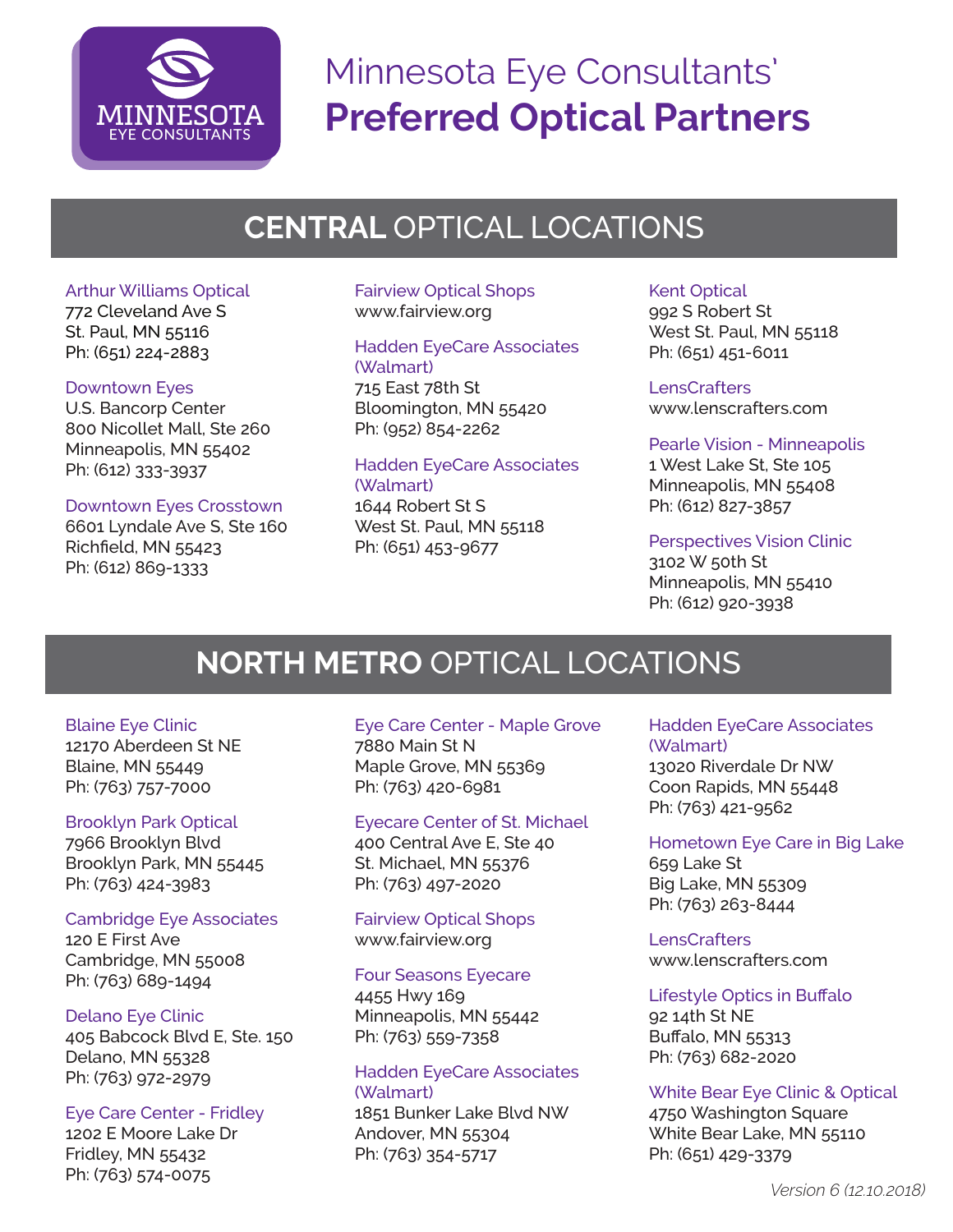# Minnesota Eye Consultants' **Preferred Optical Partners**

## **CENTRAL** OPTICAL LOCATIONS

Arthur Williams Optical
772 Cleveland Ave S
St. Paul, MN 55116
Ph: (651) 224-2883

Downtown Eyes
U.S. Bancorp Center
800 Nicollet Mall, Ste 260
Minneapolis, MN 55402
Ph: (612) 333-3937

Downtown Eyes Crosstown
6601 Lyndale Ave S, Ste 160
Richfield, MN 55423
Ph: (612) 869-1333

Fairview Optical Shops
www.fairview.org

Hadden EyeCare Associates (Walmart)
715 East 78th St
Bloomington, MN 55420
Ph: (952) 854-2262

Hadden EyeCare Associates (Walmart)
1644 Robert St S
West St. Paul, MN 55118
Ph: (651) 453-9677

Kent Optical
992 S Robert St
West St. Paul, MN 55118
Ph: (651) 451-6011

LensCrafters
www.lenscrafters.com

Pearle Vision - Minneapolis
1 West Lake St, Ste 105
Minneapolis, MN 55408
Ph: (612) 827-3857

Perspectives Vision Clinic
3102 W 50th St
Minneapolis, MN 55410
Ph: (612) 920-3938

## **NORTH METRO** OPTICAL LOCATIONS

Blaine Eye Clinic
12170 Aberdeen St NE
Blaine, MN 55449
Ph: (763) 757-7000

Brooklyn Park Optical
7966 Brooklyn Blvd
Brooklyn Park, MN 55445
Ph: (763) 424-3983

Cambridge Eye Associates
120 E First Ave
Cambridge, MN 55008
Ph: (763) 689-1494

Delano Eye Clinic
405 Babcock Blvd E, Ste. 150
Delano, MN 55328
Ph: (763) 972-2979

Eye Care Center - Fridley
1202 E Moore Lake Dr
Fridley, MN 55432
Ph: (763) 574-0075

Eye Care Center - Maple Grove
7880 Main St N
Maple Grove, MN 55369
Ph: (763) 420-6981

Eyecare Center of St. Michael
400 Central Ave E, Ste 40
St. Michael, MN 55376
Ph: (763) 497-2020

Fairview Optical Shops
www.fairview.org

Four Seasons Eyecare
4455 Hwy 169
Minneapolis, MN 55442
Ph: (763) 559-7358

Hadden EyeCare Associates (Walmart)
1851 Bunker Lake Blvd NW
Andover, MN 55304
Ph: (763) 354-5717

Hadden EyeCare Associates (Walmart)
13020 Riverdale Dr NW
Coon Rapids, MN 55448
Ph: (763) 421-9562

Hometown Eye Care in Big Lake
659 Lake St
Big Lake, MN 55309
Ph: (763) 263-8444

LensCrafters
www.lenscrafters.com

Lifestyle Optics in Buffalo
92 14th St NE
Buffalo, MN 55313
Ph: (763) 682-2020

White Bear Eye Clinic & Optical
4750 Washington Square
White Bear Lake, MN 55110
Ph: (651) 429-3379

*Version 6 (12.10.2018)*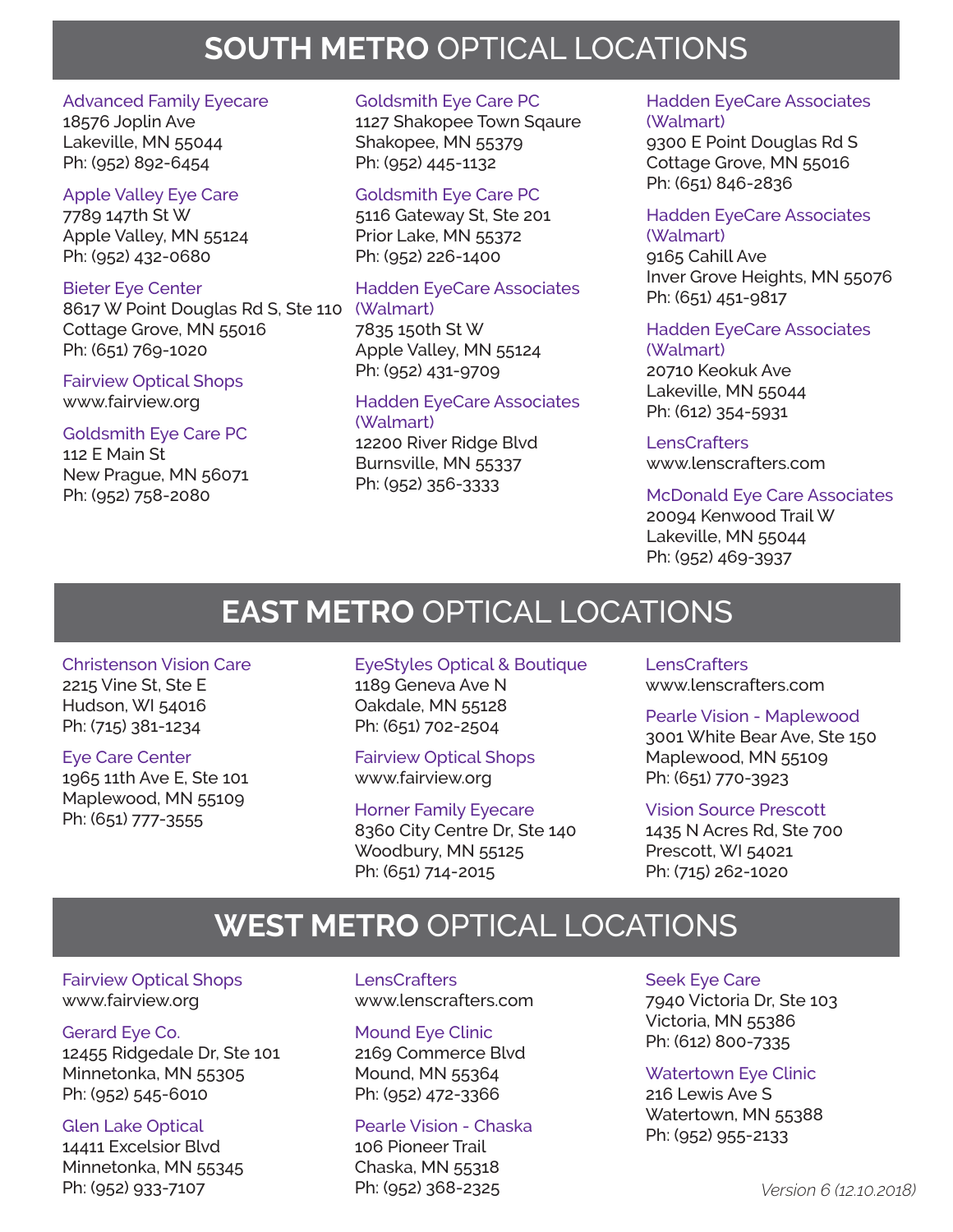# SOUTH METRO OPTICAL LOCATIONS

Advanced Family Eyecare
18576 Joplin Ave
Lakeville, MN 55044
Ph: (952) 892-6454

Apple Valley Eye Care
7789 147th St W
Apple Valley, MN 55124
Ph: (952) 432-0680

Bieter Eye Center
8617 W Point Douglas Rd S, Ste 110
Cottage Grove, MN 55016
Ph: (651) 769-1020

Fairview Optical Shops
www.fairview.org

Goldsmith Eye Care PC
112 E Main St
New Prague, MN 56071
Ph: (952) 758-2080

Goldsmith Eye Care PC
1127 Shakopee Town Sqaure
Shakopee, MN 55379
Ph: (952) 445-1132

Goldsmith Eye Care PC
5116 Gateway St, Ste 201
Prior Lake, MN 55372
Ph: (952) 226-1400

Hadden EyeCare Associates (Walmart)
7835 150th St W
Apple Valley, MN 55124
Ph: (952) 431-9709

Hadden EyeCare Associates (Walmart)
12200 River Ridge Blvd
Burnsville, MN 55337
Ph: (952) 356-3333

Hadden EyeCare Associates (Walmart)
9300 E Point Douglas Rd S
Cottage Grove, MN 55016
Ph: (651) 846-2836

Hadden EyeCare Associates (Walmart)
9165 Cahill Ave
Inver Grove Heights, MN 55076
Ph: (651) 451-9817

Hadden EyeCare Associates (Walmart)
20710 Keokuk Ave
Lakeville, MN 55044
Ph: (612) 354-5931

LensCrafters
www.lenscrafters.com

McDonald Eye Care Associates
20094 Kenwood Trail W
Lakeville, MN 55044
Ph: (952) 469-3937

# EAST METRO OPTICAL LOCATIONS

Christenson Vision Care
2215 Vine St, Ste E
Hudson, WI 54016
Ph: (715) 381-1234

Eye Care Center
1965 11th Ave E, Ste 101
Maplewood, MN 55109
Ph: (651) 777-3555

EyeStyles Optical & Boutique
1189 Geneva Ave N
Oakdale, MN 55128
Ph: (651) 702-2504

Fairview Optical Shops
www.fairview.org

Horner Family Eyecare
8360 City Centre Dr, Ste 140
Woodbury, MN 55125
Ph: (651) 714-2015

LensCrafters
www.lenscrafters.com

Pearle Vision - Maplewood
3001 White Bear Ave, Ste 150
Maplewood, MN 55109
Ph: (651) 770-3923

Vision Source Prescott
1435 N Acres Rd, Ste 700
Prescott, WI 54021
Ph: (715) 262-1020

# WEST METRO OPTICAL LOCATIONS

Fairview Optical Shops
www.fairview.org

Gerard Eye Co.
12455 Ridgedale Dr, Ste 101
Minnetonka, MN 55305
Ph: (952) 545-6010

Glen Lake Optical
14411 Excelsior Blvd
Minnetonka, MN 55345
Ph: (952) 933-7107

LensCrafters
www.lenscrafters.com

Mound Eye Clinic
2169 Commerce Blvd
Mound, MN 55364
Ph: (952) 472-3366

Pearle Vision - Chaska
106 Pioneer Trail
Chaska, MN 55318
Ph: (952) 368-2325

Seek Eye Care
7940 Victoria Dr, Ste 103
Victoria, MN 55386
Ph: (612) 800-7335

Watertown Eye Clinic
216 Lewis Ave S
Watertown, MN 55388
Ph: (952) 955-2133

*Version 6 (12.10.2018)*